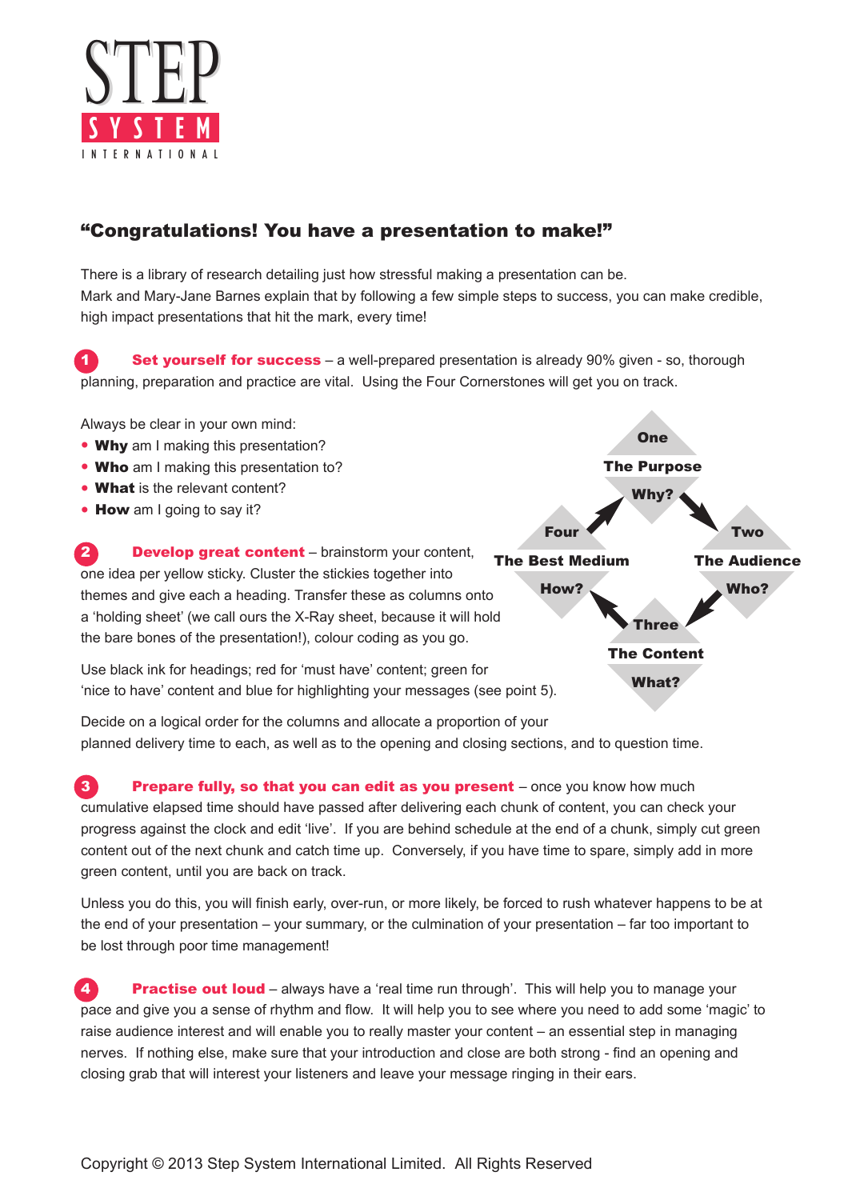# STEP SYSTEM INTERNATIONAL

## "Congratulations! You have a presentation to make!"

There is a library of research detailing just how stressful making a presentation can be.
Mark and Mary-Jane Barnes explain that by following a few simple steps to success, you can make credible, high impact presentations that hit the mark, every time!

**1 Set yourself for success** – a well-prepared presentation is already 90% given - so, thorough planning, preparation and practice are vital. Using the Four Cornerstones will get you on track.

Always be clear in your own mind:

- **Why** am I making this presentation?
- **Who** am I making this presentation to?
- **What** is the relevant content?
- **How** am I going to say it?

**One** – **The Purpose** – **Why?**
**Two** – **The Audience** – **Who?**
**Three** – **The Content** – **What?**
**Four** – **The Best Medium** – **How?**

**2 Develop great content** – brainstorm your content, one idea per yellow sticky. Cluster the stickies together into themes and give each a heading. Transfer these as columns onto a 'holding sheet' (we call ours the X-Ray sheet, because it will hold the bare bones of the presentation!), colour coding as you go.

Use black ink for headings; red for 'must have' content; green for 'nice to have' content and blue for highlighting your messages (see point 5).

Decide on a logical order for the columns and allocate a proportion of your planned delivery time to each, as well as to the opening and closing sections, and to question time.

**3 Prepare fully, so that you can edit as you present** – once you know how much cumulative elapsed time should have passed after delivering each chunk of content, you can check your progress against the clock and edit 'live'. If you are behind schedule at the end of a chunk, simply cut green content out of the next chunk and catch time up. Conversely, if you have time to spare, simply add in more green content, until you are back on track.

Unless you do this, you will finish early, over-run, or more likely, be forced to rush whatever happens to be at the end of your presentation – your summary, or the culmination of your presentation – far too important to be lost through poor time management!

**4 Practise out loud** – always have a 'real time run through'. This will help you to manage your pace and give you a sense of rhythm and flow. It will help you to see where you need to add some 'magic' to raise audience interest and will enable you to really master your content – an essential step in managing nerves. If nothing else, make sure that your introduction and close are both strong - find an opening and closing grab that will interest your listeners and leave your message ringing in their ears.

Copyright © 2013 Step System International Limited. All Rights Reserved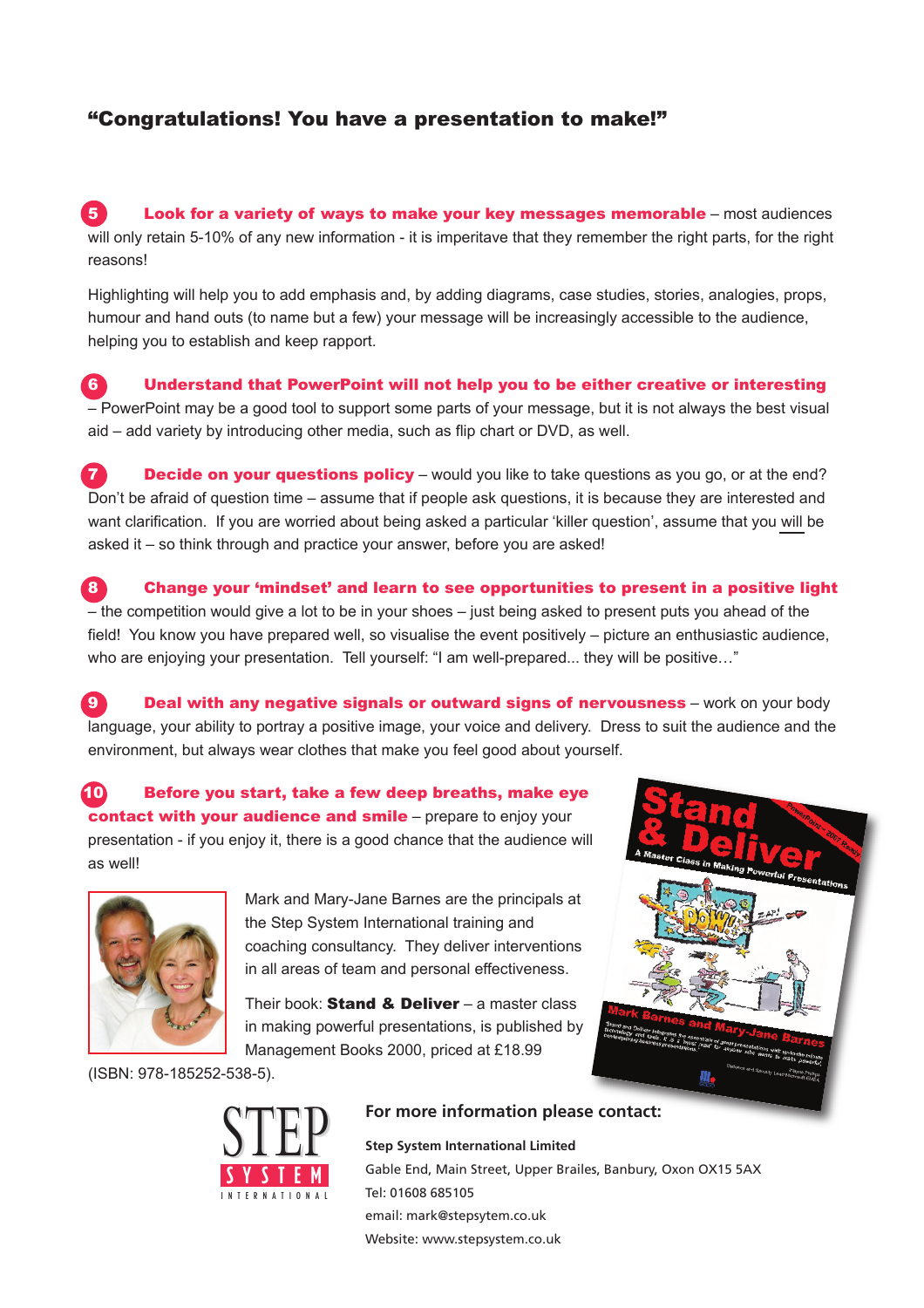## "Congratulations! You have a presentation to make!"

**5** **Look for a variety of ways to make your key messages memorable** – most audiences will only retain 5-10% of any new information - it is imperitave that they remember the right parts, for the right reasons!

Highlighting will help you to add emphasis and, by adding diagrams, case studies, stories, analogies, props, humour and hand outs (to name but a few) your message will be increasingly accessible to the audience, helping you to establish and keep rapport.

**6** **Understand that PowerPoint will not help you to be either creative or interesting** – PowerPoint may be a good tool to support some parts of your message, but it is not always the best visual aid – add variety by introducing other media, such as flip chart or DVD, as well.

**7** **Decide on your questions policy** – would you like to take questions as you go, or at the end? Don't be afraid of question time – assume that if people ask questions, it is because they are interested and want clarification. If you are worried about being asked a particular 'killer question', assume that you will be asked it – so think through and practice your answer, before you are asked!

**8** **Change your 'mindset' and learn to see opportunities to present in a positive light** – the competition would give a lot to be in your shoes – just being asked to present puts you ahead of the field! You know you have prepared well, so visualise the event positively – picture an enthusiastic audience, who are enjoying your presentation. Tell yourself: "I am well-prepared... they will be positive…"

**9** **Deal with any negative signals or outward signs of nervousness** – work on your body language, your ability to portray a positive image, your voice and delivery. Dress to suit the audience and the environment, but always wear clothes that make you feel good about yourself.

**10** **Before you start, take a few deep breaths, make eye contact with your audience and smile** – prepare to enjoy your presentation - if you enjoy it, there is a good chance that the audience will as well!

Mark and Mary-Jane Barnes are the principals at the Step System International training and coaching consultancy. They deliver interventions in all areas of team and personal effectiveness.

Their book: **Stand & Deliver** – a master class in making powerful presentations, is published by Management Books 2000, priced at £18.99 (ISBN: 978-185252-538-5).

STEP SYSTEM INTERNATIONAL

**For more information please contact:**

**Step System International Limited**
Gable End, Main Street, Upper Brailes, Banbury, Oxon OX15 5AX
Tel: 01608 685105
email: mark@stepsytem.co.uk
Website: www.stepsystem.co.uk